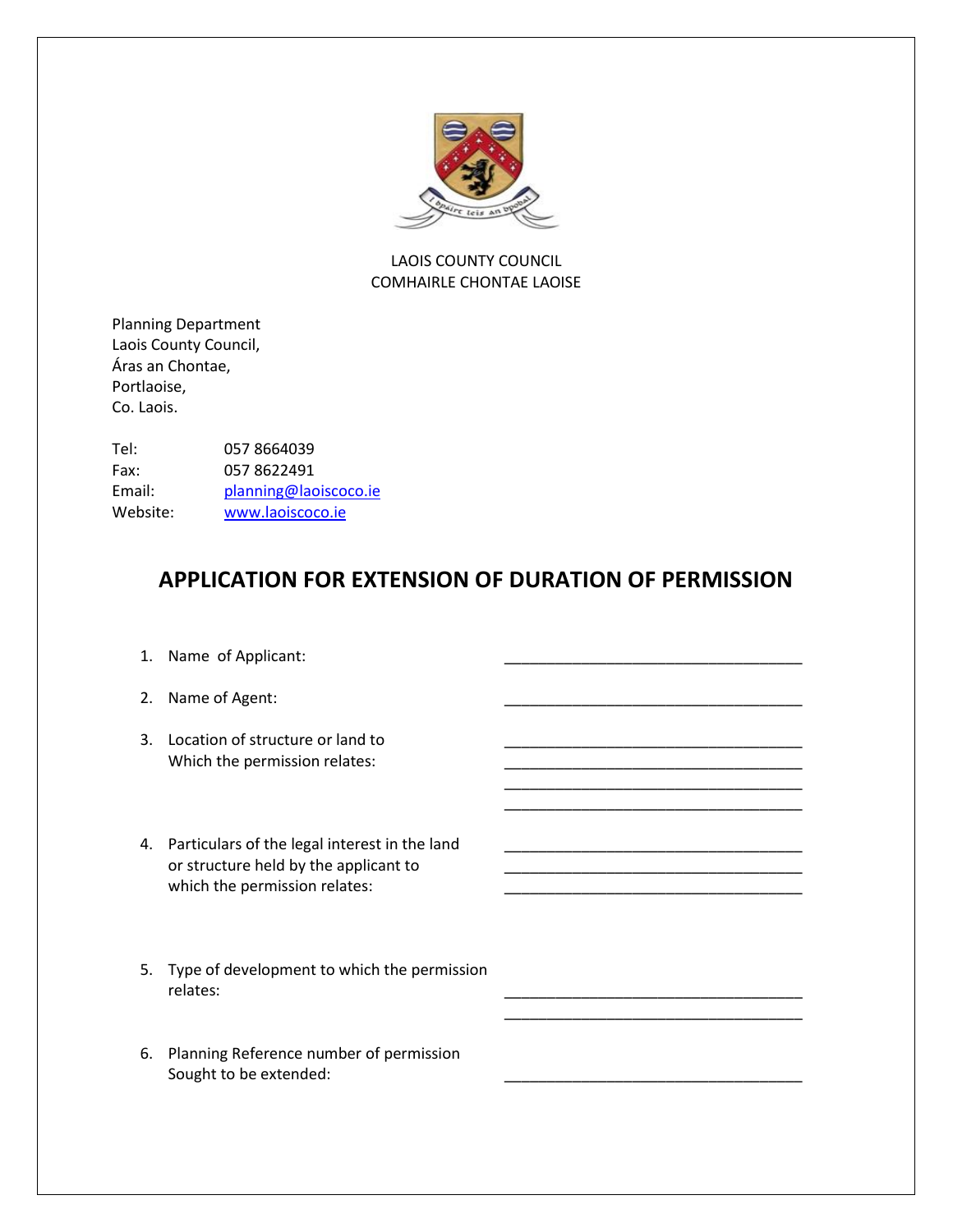LAOIS COUNTY COUNCIL
COMHAIRLE CHONTAE LAOISE

Planning Department
Laois County Council,
Áras an Chontae,
Portlaoise,
Co. Laois.

Tel: 057 8664039
Fax: 057 8622491
Email: planning@laoiscoco.ie
Website: www.laoiscoco.ie

# APPLICATION FOR EXTENSION OF DURATION OF PERMISSION

1. Name of Applicant: ____________________________________

2. Name of Agent: ____________________________________

3. Location of structure or land to Which the permission relates: ____________________________________
____________________________________
____________________________________
____________________________________

4. Particulars of the legal interest in the land or structure held by the applicant to which the permission relates: ____________________________________
____________________________________
____________________________________

5. Type of development to which the permission relates: ____________________________________
____________________________________

6. Planning Reference number of permission Sought to be extended: ____________________________________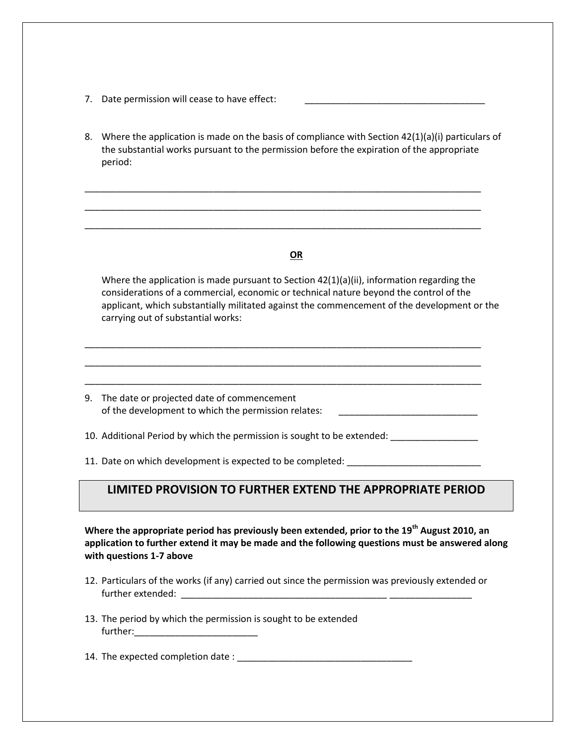7. Date permission will cease to have effect: ____________________________________

8. Where the application is made on the basis of compliance with Section 42(1)(a)(i) particulars of the substantial works pursuant to the permission before the expiration of the appropriate period:

________________________________________________________________________________

________________________________________________________________________________

________________________________________________________________________________

**OR**

Where the application is made pursuant to Section 42(1)(a)(ii), information regarding the considerations of a commercial, economic or technical nature beyond the control of the applicant, which substantially militated against the commencement of the development or the carrying out of substantial works:

________________________________________________________________________________

________________________________________________________________________________

________________________________________________________________________________

9. The date or projected date of commencement of the development to which the permission relates: ____________________________

10. Additional Period by which the permission is sought to be extended: _________________

11. Date on which development is expected to be completed: __________________________

## LIMITED PROVISION TO FURTHER EXTEND THE APPROPRIATE PERIOD

**Where the appropriate period has previously been extended, prior to the 19th August 2010, an application to further extend it may be made and the following questions must be answered along with questions 1-7 above**

12. Particulars of the works (if any) carried out since the permission was previously extended or further extended: __________________________________________ _________________

13. The period by which the permission is sought to be extended further:_________________________

14. The expected completion date : ___________________________________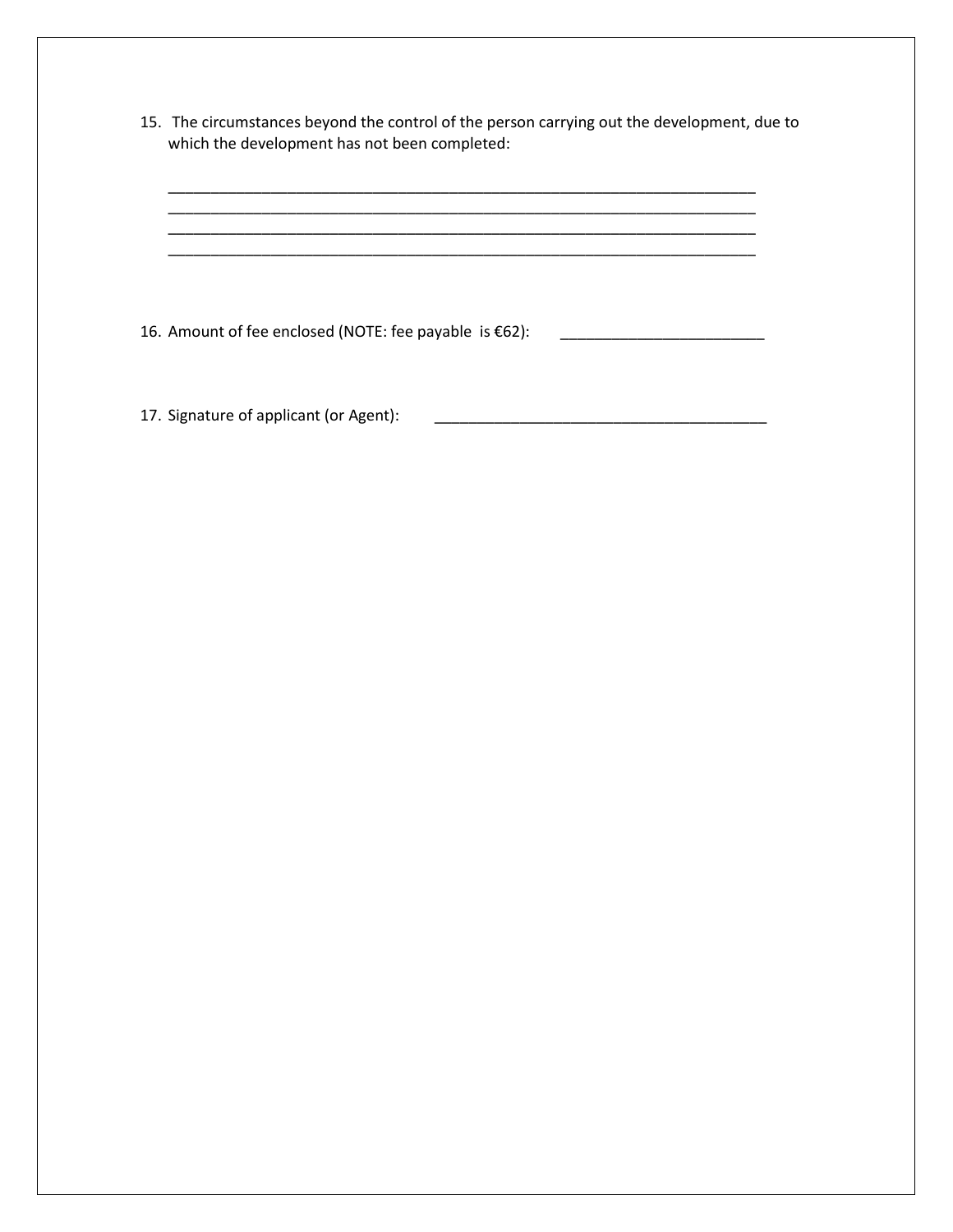15. The circumstances beyond the control of the person carrying out the development, due to which the development has not been completed:

____________________________________________________________________________
____________________________________________________________________________
____________________________________________________________________________
____________________________________________________________________________

16. Amount of fee enclosed (NOTE: fee payable is €62): ________________________

17. Signature of applicant (or Agent): ________________________________________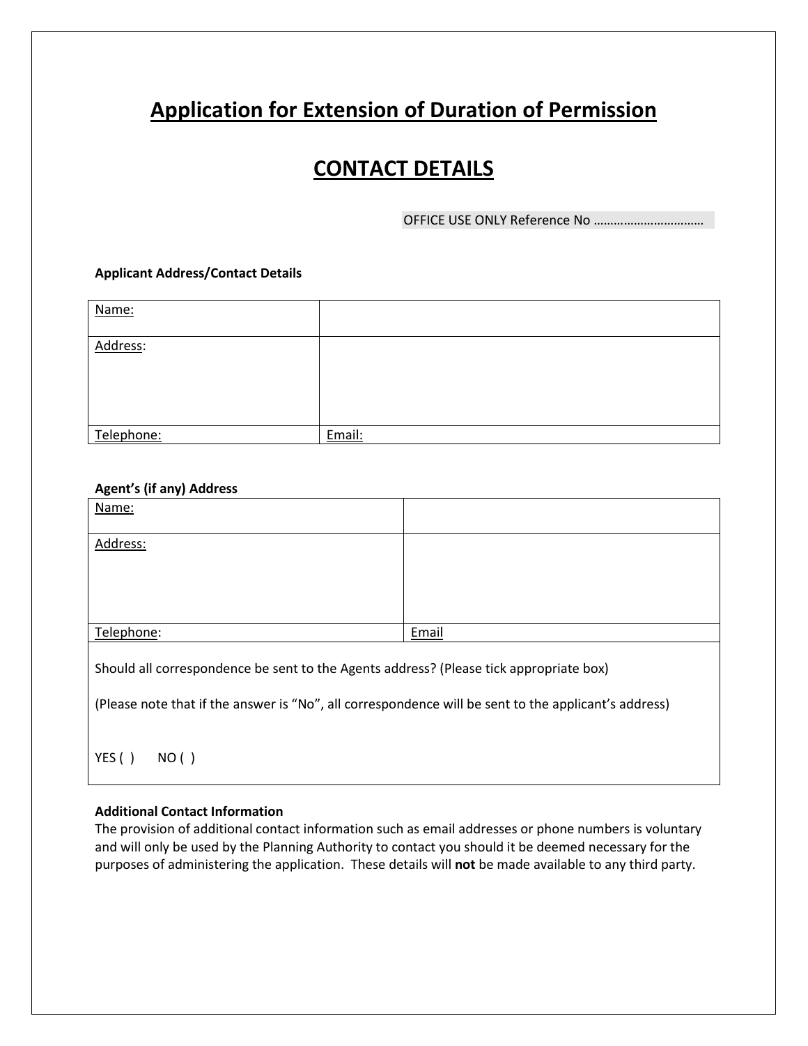# Application for Extension of Duration of Permission

# CONTACT DETAILS

OFFICE USE ONLY Reference No ……………………………

**Applicant Address/Contact Details**

| Name: | |
|---|---|
| Address: | |
| Telephone: | Email: |

**Agent's (if any) Address**

| Name: | |
|---|---|
| Address: | |
| Telephone: | Email |

Should all correspondence be sent to the Agents address? (Please tick appropriate box)

(Please note that if the answer is "No", all correspondence will be sent to the applicant's address)

YES ( )    NO ( )

**Additional Contact Information**

The provision of additional contact information such as email addresses or phone numbers is voluntary and will only be used by the Planning Authority to contact you should it be deemed necessary for the purposes of administering the application. These details will **not** be made available to any third party.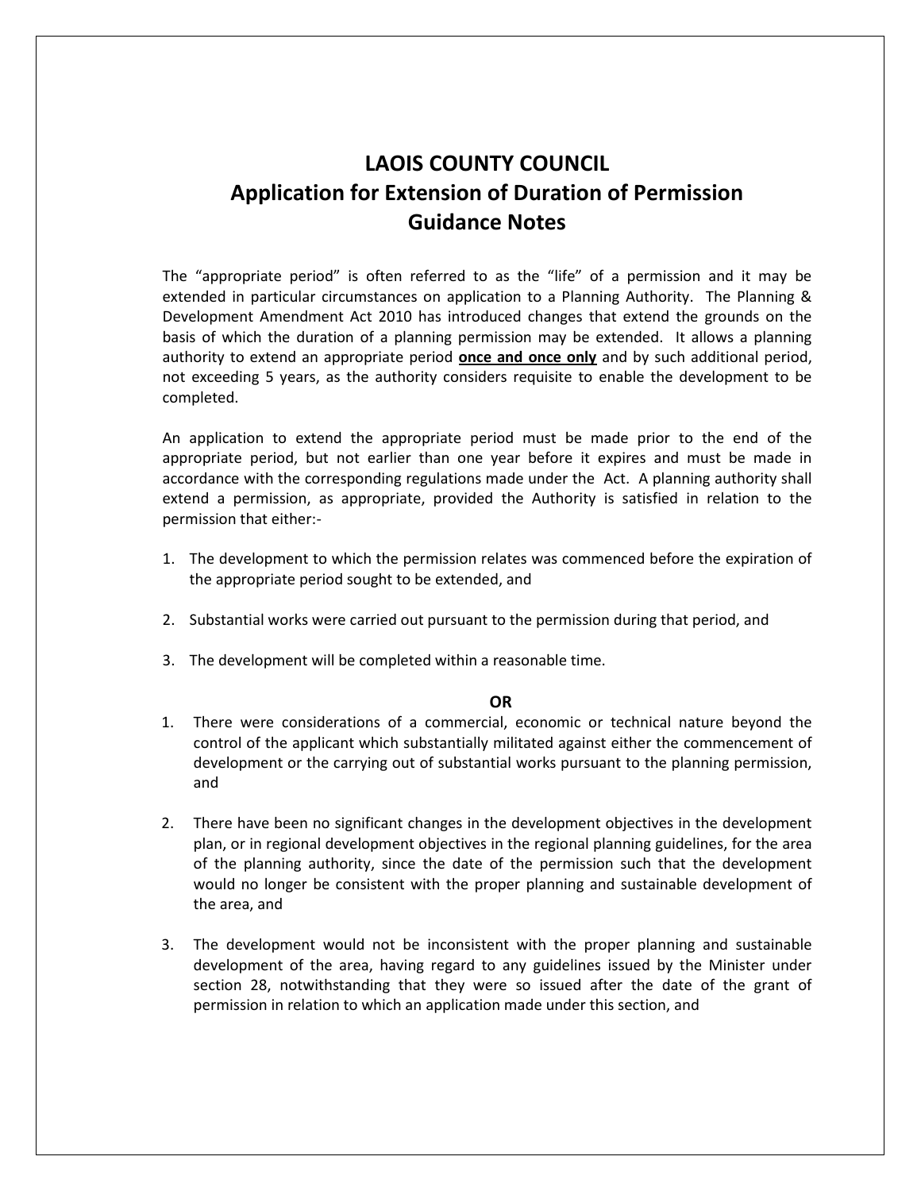# LAOIS COUNTY COUNCIL
## Application for Extension of Duration of Permission
## Guidance Notes

The "appropriate period" is often referred to as the "life" of a permission and it may be extended in particular circumstances on application to a Planning Authority. The Planning & Development Amendment Act 2010 has introduced changes that extend the grounds on the basis of which the duration of a planning permission may be extended. It allows a planning authority to extend an appropriate period **once and once only** and by such additional period, not exceeding 5 years, as the authority considers requisite to enable the development to be completed.

An application to extend the appropriate period must be made prior to the end of the appropriate period, but not earlier than one year before it expires and must be made in accordance with the corresponding regulations made under the Act. A planning authority shall extend a permission, as appropriate, provided the Authority is satisfied in relation to the permission that either:-

1. The development to which the permission relates was commenced before the expiration of the appropriate period sought to be extended, and
2. Substantial works were carried out pursuant to the permission during that period, and
3. The development will be completed within a reasonable time.

**OR**

1. There were considerations of a commercial, economic or technical nature beyond the control of the applicant which substantially militated against either the commencement of development or the carrying out of substantial works pursuant to the planning permission, and
2. There have been no significant changes in the development objectives in the development plan, or in regional development objectives in the regional planning guidelines, for the area of the planning authority, since the date of the permission such that the development would no longer be consistent with the proper planning and sustainable development of the area, and
3. The development would not be inconsistent with the proper planning and sustainable development of the area, having regard to any guidelines issued by the Minister under section 28, notwithstanding that they were so issued after the date of the grant of permission in relation to which an application made under this section, and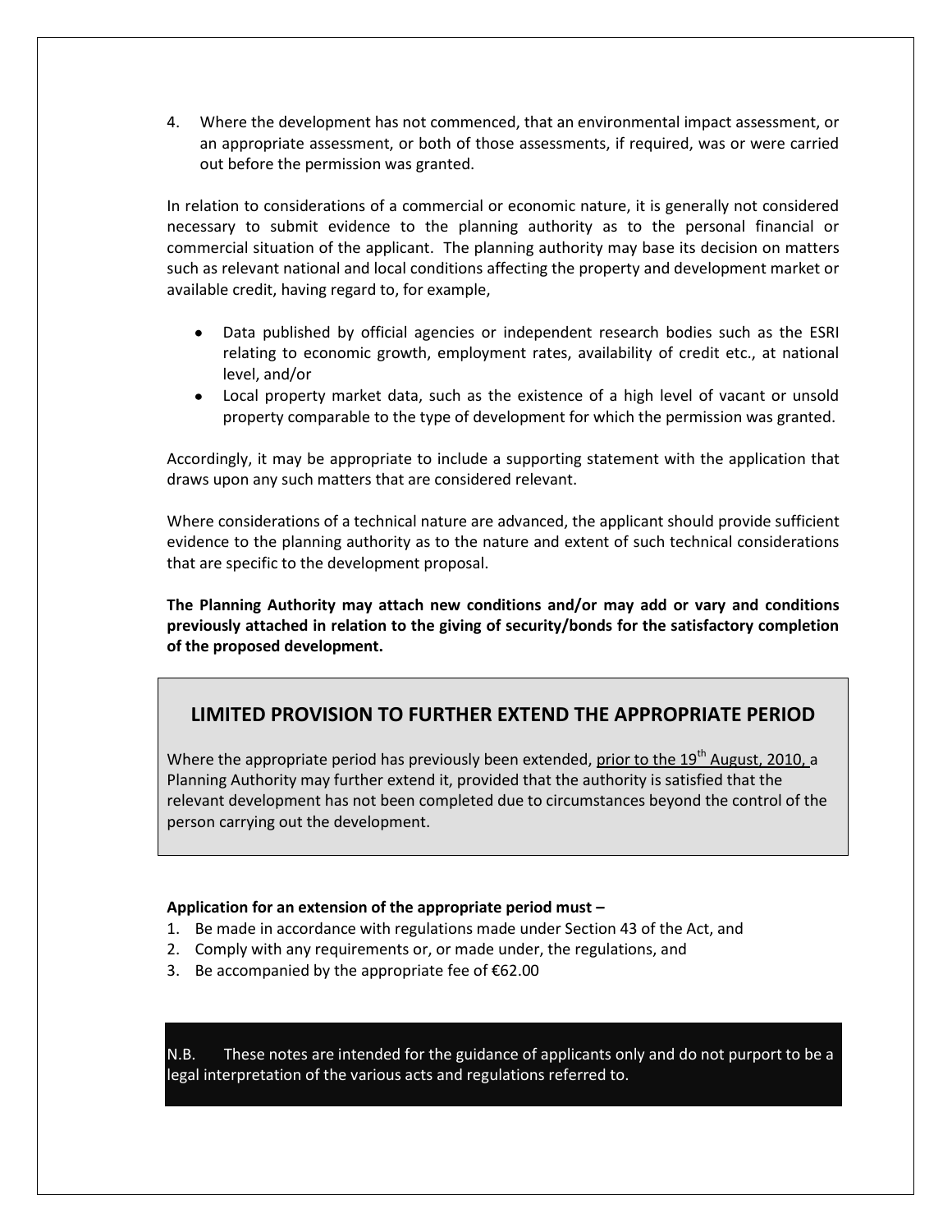4. Where the development has not commenced, that an environmental impact assessment, or an appropriate assessment, or both of those assessments, if required, was or were carried out before the permission was granted.

In relation to considerations of a commercial or economic nature, it is generally not considered necessary to submit evidence to the planning authority as to the personal financial or commercial situation of the applicant. The planning authority may base its decision on matters such as relevant national and local conditions affecting the property and development market or available credit, having regard to, for example,

- Data published by official agencies or independent research bodies such as the ESRI relating to economic growth, employment rates, availability of credit etc., at national level, and/or
- Local property market data, such as the existence of a high level of vacant or unsold property comparable to the type of development for which the permission was granted.

Accordingly, it may be appropriate to include a supporting statement with the application that draws upon any such matters that are considered relevant.

Where considerations of a technical nature are advanced, the applicant should provide sufficient evidence to the planning authority as to the nature and extent of such technical considerations that are specific to the development proposal.

**The Planning Authority may attach new conditions and/or may add or vary and conditions previously attached in relation to the giving of security/bonds for the satisfactory completion of the proposed development.**

## LIMITED PROVISION TO FURTHER EXTEND THE APPROPRIATE PERIOD

Where the appropriate period has previously been extended, prior to the 19th August, 2010, a Planning Authority may further extend it, provided that the authority is satisfied that the relevant development has not been completed due to circumstances beyond the control of the person carrying out the development.

**Application for an extension of the appropriate period must –**

1. Be made in accordance with regulations made under Section 43 of the Act, and
2. Comply with any requirements or, or made under, the regulations, and
3. Be accompanied by the appropriate fee of €62.00

N.B. These notes are intended for the guidance of applicants only and do not purport to be a legal interpretation of the various acts and regulations referred to.